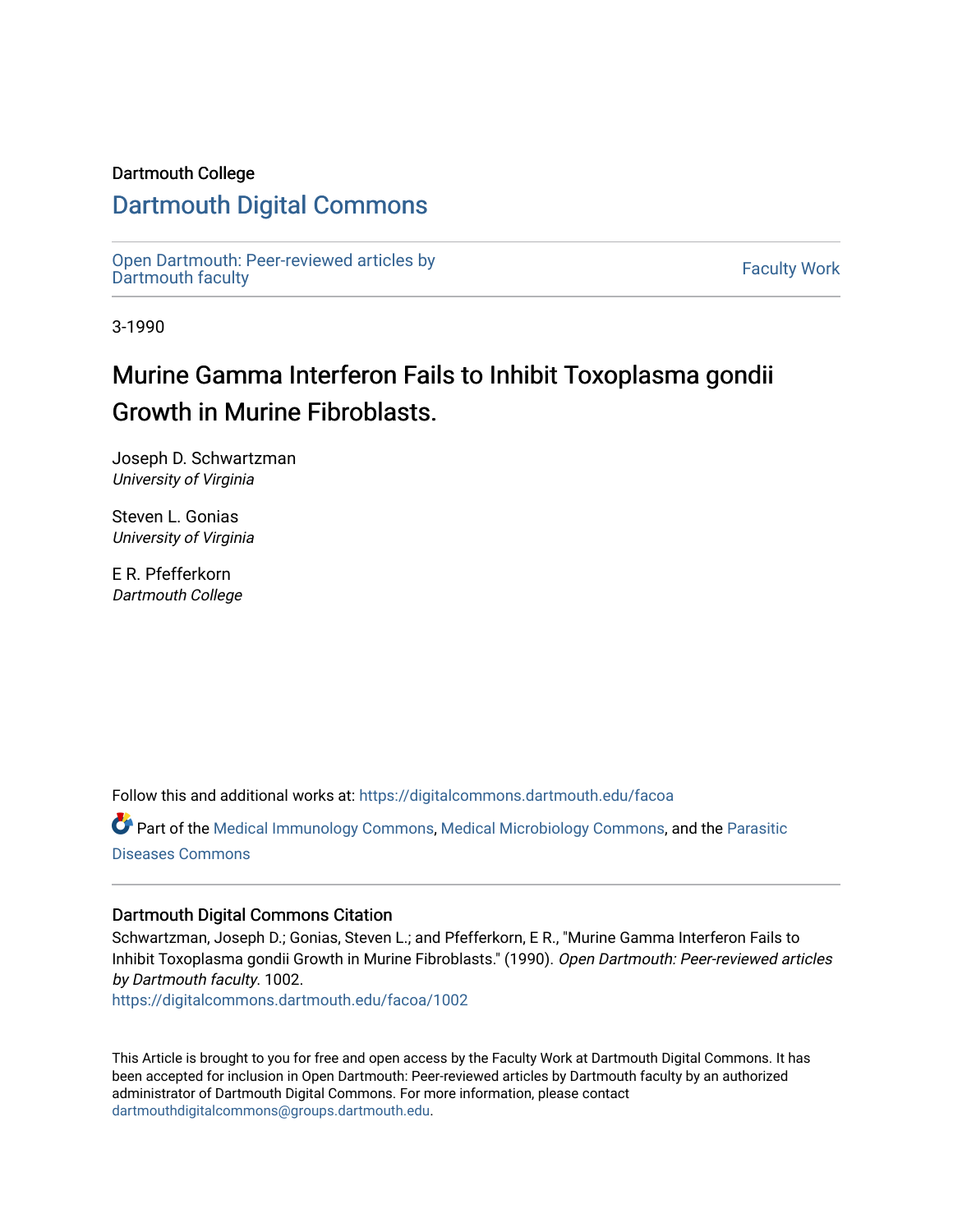Dartmouth College

# Dartmouth Digital Commons

Open Dartmouth: Peer-reviewed articles by Dartmouth faculty

Faculty Work

3-1990

## Murine Gamma Interferon Fails to Inhibit Toxoplasma gondii Growth in Murine Fibroblasts.

Joseph D. Schwartzman
*University of Virginia*

Steven L. Gonias
*University of Virginia*

E R. Pfefferkorn
*Dartmouth College*

Follow this and additional works at: https://digitalcommons.dartmouth.edu/facoa

Part of the Medical Immunology Commons, Medical Microbiology Commons, and the Parasitic Diseases Commons

### Dartmouth Digital Commons Citation

Schwartzman, Joseph D.; Gonias, Steven L.; and Pfefferkorn, E R., "Murine Gamma Interferon Fails to Inhibit Toxoplasma gondii Growth in Murine Fibroblasts." (1990). *Open Dartmouth: Peer-reviewed articles by Dartmouth faculty*. 1002.
https://digitalcommons.dartmouth.edu/facoa/1002

This Article is brought to you for free and open access by the Faculty Work at Dartmouth Digital Commons. It has been accepted for inclusion in Open Dartmouth: Peer-reviewed articles by Dartmouth faculty by an authorized administrator of Dartmouth Digital Commons. For more information, please contact dartmouthdigitalcommons@groups.dartmouth.edu.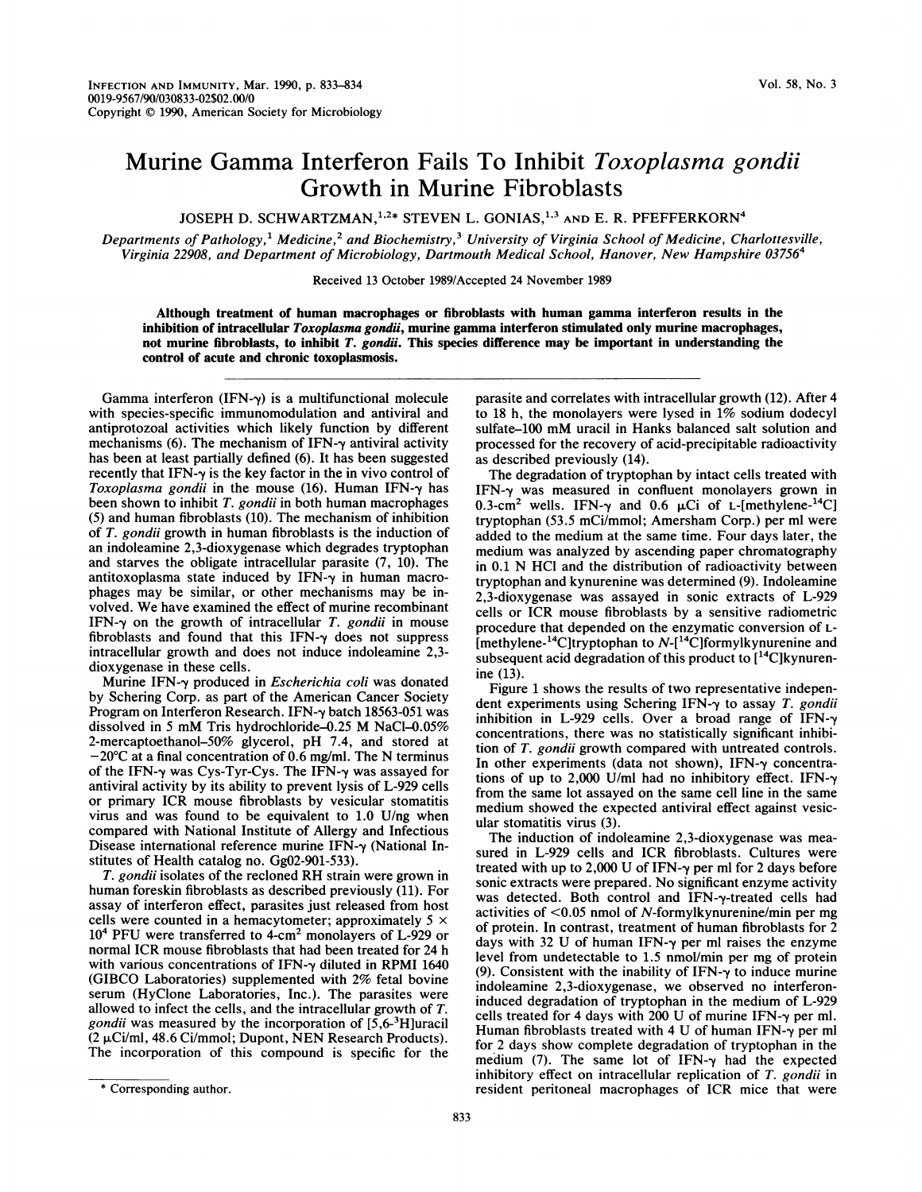# Murine Gamma Interferon Fails To Inhibit *Toxoplasma gondii* Growth in Murine Fibroblasts

JOSEPH D. SCHWARTZMAN,[1,2]* STEVEN L. GONIAS,[1,3] AND E. R. PFEFFERKORN[4]

*Departments of Pathology,[1] Medicine,[2] and Biochemistry,[3] University of Virginia School of Medicine, Charlottesville, Virginia 22908, and Department of Microbiology, Dartmouth Medical School, Hanover, New Hampshire 03756[4]*

Received 13 October 1989/Accepted 24 November 1989

**Although treatment of human macrophages or fibroblasts with human gamma interferon results in the inhibition of intracellular *Toxoplasma gondii*, murine gamma interferon stimulated only murine macrophages, not murine fibroblasts, to inhibit *T. gondii*. This species difference may be important in understanding the control of acute and chronic toxoplasmosis.**

Gamma interferon (IFN-γ) is a multifunctional molecule with species-specific immunomodulation and antiviral and antiprotozoal activities which likely function by different mechanisms (6). The mechanism of IFN-γ antiviral activity has been at least partially defined (6). It has been suggested recently that IFN-γ is the key factor in the in vivo control of *Toxoplasma gondii* in the mouse (16). Human IFN-γ has been shown to inhibit *T. gondii* in both human macrophages (5) and human fibroblasts (10). The mechanism of inhibition of *T. gondii* growth in human fibroblasts is the induction of an indoleamine 2,3-dioxygenase which degrades tryptophan and starves the obligate intracellular parasite (7, 10). The antitoxoplasma state induced by IFN-γ in human macrophages may be similar, or other mechanisms may be involved. We have examined the effect of murine recombinant IFN-γ on the growth of intracellular *T. gondii* in mouse fibroblasts and found that this IFN-γ does not suppress intracellular growth and does not induce indoleamine 2,3-dioxygenase in these cells.

Murine IFN-γ produced in *Escherichia coli* was donated by Schering Corp. as part of the American Cancer Society Program on Interferon Research. IFN-γ batch 18563-051 was dissolved in 5 mM Tris hydrochloride–0.25 M NaCl–0.05% 2-mercaptoethanol–50% glycerol, pH 7.4, and stored at −20°C at a final concentration of 0.6 mg/ml. The N terminus of the IFN-γ was Cys-Tyr-Cys. The IFN-γ was assayed for antiviral activity by its ability to prevent lysis of L-929 cells or primary ICR mouse fibroblasts by vesicular stomatitis virus and was found to be equivalent to 1.0 U/ng when compared with National Institute of Allergy and Infectious Disease international reference murine IFN-γ (National Institutes of Health catalog no. Gg02-901-533).

*T. gondii* isolates of the recloned RH strain were grown in human foreskin fibroblasts as described previously (11). For assay of interferon effect, parasites just released from host cells were counted in a hemacytometer; approximately $5 \times 10^4$ PFU were transferred to 4-cm$^2$ monolayers of L-929 or normal ICR mouse fibroblasts that had been treated for 24 h with various concentrations of IFN-γ diluted in RPMI 1640 (GIBCO Laboratories) supplemented with 2% fetal bovine serum (HyClone Laboratories, Inc.). The parasites were allowed to infect the cells, and the intracellular growth of *T. gondii* was measured by the incorporation of [5,6-$^3$H]uracil (2 μCi/ml, 48.6 Ci/mmol; Dupont, NEN Research Products). The incorporation of this compound is specific for the parasite and correlates with intracellular growth (12). After 4 to 18 h, the monolayers were lysed in 1% sodium dodecyl sulfate–100 mM uracil in Hanks balanced salt solution and processed for the recovery of acid-precipitable radioactivity as described previously (14).

The degradation of tryptophan by intact cells treated with IFN-γ was measured in confluent monolayers grown in 0.3-cm$^2$ wells. IFN-γ and 0.6 μCi of L-[methylene-$^{14}$C] tryptophan (53.5 mCi/mmol; Amersham Corp.) per ml were added to the medium at the same time. Four days later, the medium was analyzed by ascending paper chromatography in 0.1 N HCl and the distribution of radioactivity between tryptophan and kynurenine was determined (9). Indoleamine 2,3-dioxygenase was assayed in sonic extracts of L-929 cells or ICR mouse fibroblasts by a sensitive radiometric procedure that depended on the enzymatic conversion of L-[methylene-$^{14}$C]tryptophan to N-[$^{14}$C]formylkynurenine and subsequent acid degradation of this product to [$^{14}$C]kynurenine (13).

Figure 1 shows the results of two representative independent experiments using Schering IFN-γ to assay *T. gondii* inhibition in L-929 cells. Over a broad range of IFN-γ concentrations, there was no statistically significant inhibition of *T. gondii* growth compared with untreated controls. In other experiments (data not shown), IFN-γ concentrations of up to 2,000 U/ml had no inhibitory effect. IFN-γ from the same lot assayed on the same cell line in the same medium showed the expected antiviral effect against vesicular stomatitis virus (3).

The induction of indoleamine 2,3-dioxygenase was measured in L-929 cells and ICR fibroblasts. Cultures were treated with up to 2,000 U of IFN-γ per ml for 2 days before sonic extracts were prepared. No significant enzyme activity was detected. Both control and IFN-γ-treated cells had activities of <0.05 nmol of N-formylkynurenine/min per mg of protein. In contrast, treatment of human fibroblasts for 2 days with 32 U of human IFN-γ per ml raises the enzyme level from undetectable to 1.5 nmol/min per mg of protein (9). Consistent with the inability of IFN-γ to induce murine indoleamine 2,3-dioxygenase, we observed no interferon-induced degradation of tryptophan in the medium of L-929 cells treated for 4 days with 200 U of murine IFN-γ per ml. Human fibroblasts treated with 4 U of human IFN-γ per ml for 2 days show complete degradation of tryptophan in the medium (7). The same lot of IFN-γ had the expected inhibitory effect on intracellular replication of *T. gondii* in resident peritoneal macrophages of ICR mice that were

\* Corresponding author.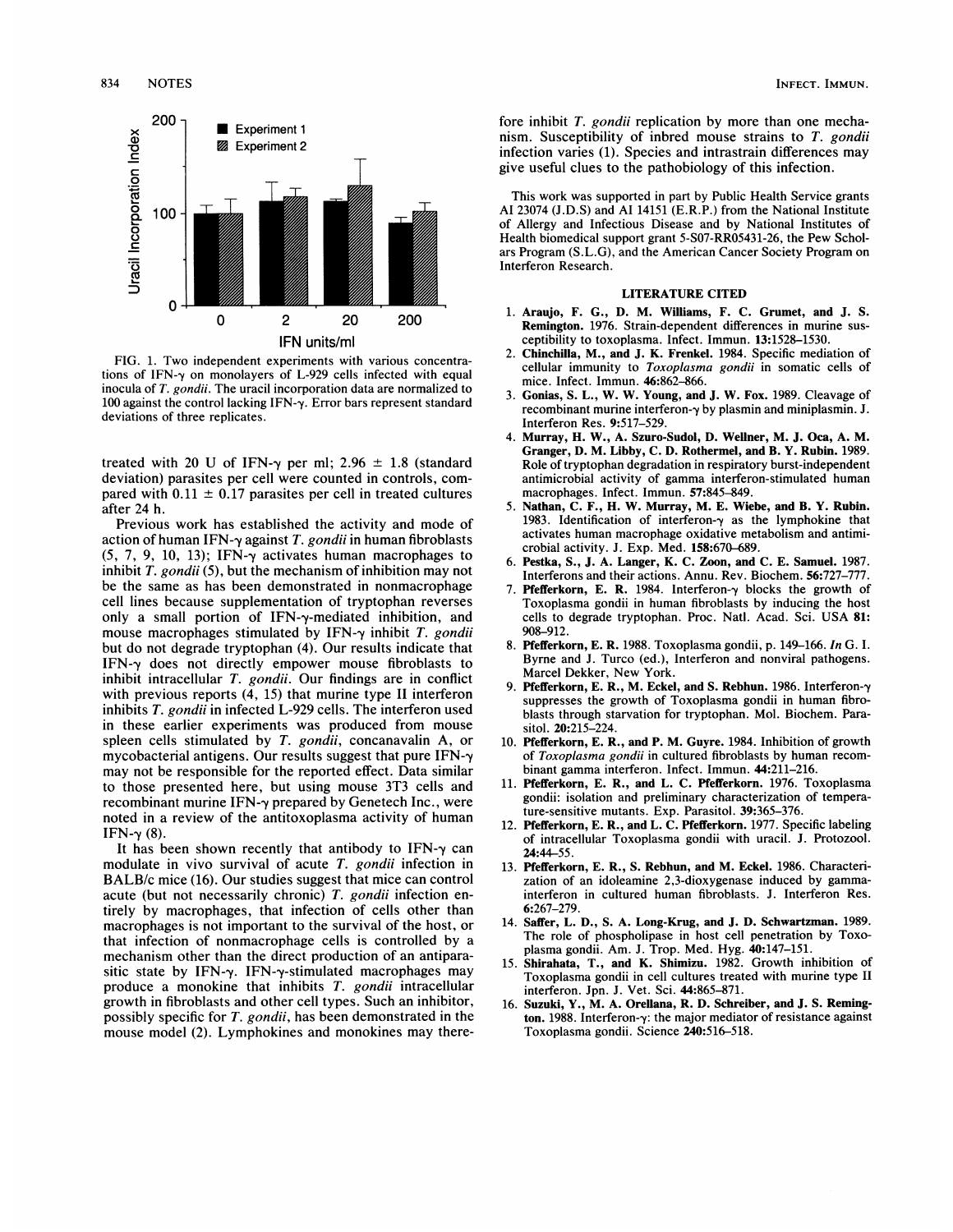200

Experiment 1

Experiment 2

Uracil Incorporation Index

100

0

0 2 20 200

IFN units/ml

FIG. 1. Two independent experiments with various concentrations of IFN-γ on monolayers of L-929 cells infected with equal inocula of *T. gondii*. The uracil incorporation data are normalized to 100 against the control lacking IFN-γ. Error bars represent standard deviations of three replicates.

treated with 20 U of IFN-γ per ml; 2.96 ± 1.8 (standard deviation) parasites per cell were counted in controls, compared with 0.11 ± 0.17 parasites per cell in treated cultures after 24 h.

Previous work has established the activity and mode of action of human IFN-γ against *T. gondii* in human fibroblasts (5, 7, 9, 10, 13); IFN-γ activates human macrophages to inhibit *T. gondii* (5), but the mechanism of inhibition may not be the same as has been demonstrated in nonmacrophage cell lines because supplementation of tryptophan reverses only a small portion of IFN-γ-mediated inhibition, and mouse macrophages stimulated by IFN-γ inhibit *T. gondii* but do not degrade tryptophan (4). Our results indicate that IFN-γ does not directly empower mouse fibroblasts to inhibit intracellular *T. gondii*. Our findings are in conflict with previous reports (4, 15) that murine type II interferon inhibits *T. gondii* in infected L-929 cells. The interferon used in these earlier experiments was produced from mouse spleen cells stimulated by *T. gondii*, concanavalin A, or mycobacterial antigens. Our results suggest that pure IFN-γ may not be responsible for the reported effect. Data similar to those presented here, but using mouse 3T3 cells and recombinant murine IFN-γ prepared by Genetech Inc., were noted in a review of the antitoxoplasma activity of human IFN-γ (8).

It has been shown recently that antibody to IFN-γ can modulate in vivo survival of acute *T. gondii* infection in BALB/c mice (16). Our studies suggest that mice can control acute (but not necessarily chronic) *T. gondii* infection entirely by macrophages, that infection of cells other than macrophages is not important to the survival of the host, or that infection of nonmacrophage cells is controlled by a mechanism other than the direct production of an antiparasitic state by IFN-γ. IFN-γ-stimulated macrophages may produce a monokine that inhibits *T. gondii* intracellular growth in fibroblasts and other cell types. Such an inhibitor, possibly specific for *T. gondii*, has been demonstrated in the mouse model (2). Lymphokines and monokines may therefore inhibit *T. gondii* replication by more than one mechanism. Susceptibility of inbred mouse strains to *T. gondii* infection varies (1). Species and intrastrain differences may give useful clues to the pathobiology of this infection.

This work was supported in part by Public Health Service grants AI 23074 (J.D.S) and AI 14151 (E.R.P.) from the National Institute of Allergy and Infectious Disease and by National Institutes of Health biomedical support grant 5-S07-RR05431-26, the Pew Scholars Program (S.L.G), and the American Cancer Society Program on Interferon Research.

## LITERATURE CITED

1. **Araujo, F. G., D. M. Williams, F. C. Grumet, and J. S. Remington.** 1976. Strain-dependent differences in murine susceptibility to toxoplasma. Infect. Immun. **13:**1528–1530.
2. **Chinchilla, M., and J. K. Frenkel.** 1984. Specific mediation of cellular immunity to *Toxoplasma gondii* in somatic cells of mice. Infect. Immun. **46:**862–866.
3. **Gonias, S. L., W. W. Young, and J. W. Fox.** 1989. Cleavage of recombinant murine interferon-γ by plasmin and miniplasmin. J. Interferon Res. **9:**517–529.
4. **Murray, H. W., A. Szuro-Sudol, D. Wellner, M. J. Oca, A. M. Granger, D. M. Libby, C. D. Rothermel, and B. Y. Rubin.** 1989. Role of tryptophan degradation in respiratory burst-independent antimicrobial activity of gamma interferon-stimulated human macrophages. Infect. Immun. **57:**845–849.
5. **Nathan, C. F., H. W. Murray, M. E. Wiebe, and B. Y. Rubin.** 1983. Identification of interferon-γ as the lymphokine that activates human macrophage oxidative metabolism and antimicrobial activity. J. Exp. Med. **158:**670–689.
6. **Pestka, S., J. A. Langer, K. C. Zoon, and C. E. Samuel.** 1987. Interferons and their actions. Annu. Rev. Biochem. **56:**727–777.
7. **Pfefferkorn, E. R.** 1984. Interferon-γ blocks the growth of Toxoplasma gondii in human fibroblasts by inducing the host cells to degrade tryptophan. Proc. Natl. Acad. Sci. USA **81:** 908–912.
8. **Pfefferkorn, E. R.** 1988. Toxoplasma gondii, p. 149–166. *In* G. I. Byrne and J. Turco (ed.), Interferon and nonviral pathogens. Marcel Dekker, New York.
9. **Pfefferkorn, E. R., M. Eckel, and S. Rebhun.** 1986. Interferon-γ suppresses the growth of Toxoplasma gondii in human fibroblasts through starvation for tryptophan. Mol. Biochem. Parasitol. **20:**215–224.
10. **Pfefferkorn, E. R., and P. M. Guyre.** 1984. Inhibition of growth of *Toxoplasma gondii* in cultured fibroblasts by human recombinant gamma interferon. Infect. Immun. **44:**211–216.
11. **Pfefferkorn, E. R., and L. C. Pfefferkorn.** 1976. Toxoplasma gondii: isolation and preliminary characterization of temperature-sensitive mutants. Exp. Parasitol. **39:**365–376.
12. **Pfefferkorn, E. R., and L. C. Pfefferkorn.** 1977. Specific labeling of intracellular Toxoplasma gondii with uracil. J. Protozool. **24:**44–55.
13. **Pfefferkorn, E. R., S. Rebhun, and M. Eckel.** 1986. Characterization of an idoleamine 2,3-dioxygenase induced by gamma-interferon in cultured human fibroblasts. J. Interferon Res. **6:**267–279.
14. **Saffer, L. D., S. A. Long-Krug, and J. D. Schwartzman.** 1989. The role of phospholipase in host cell penetration by Toxoplasma gondii. Am. J. Trop. Med. Hyg. **40:**147–151.
15. **Shirahata, T., and K. Shimizu.** 1982. Growth inhibition of Toxoplasma gondii in cell cultures treated with murine type II interferon. Jpn. J. Vet. Sci. **44:**865–871.
16. **Suzuki, Y., M. A. Orellana, R. D. Schreiber, and J. S. Remington.** 1988. Interferon-γ: the major mediator of resistance against Toxoplasma gondii. Science **240:**516–518.